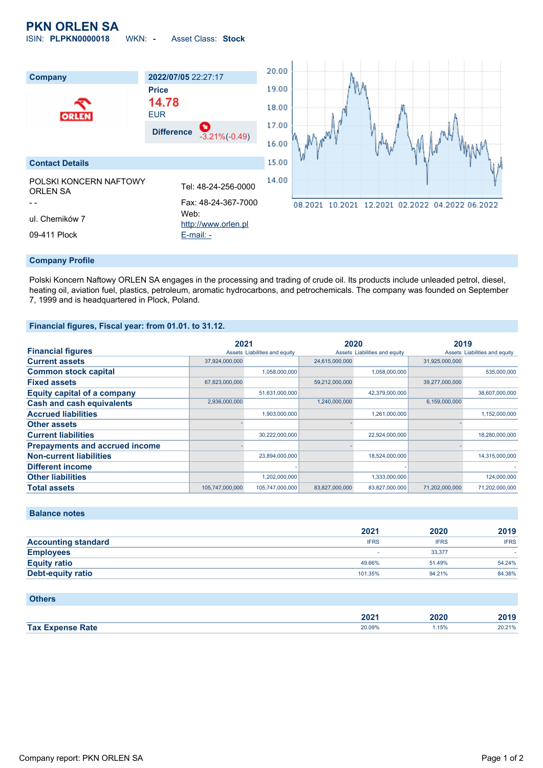# PKN ORLEN SA

ISIN: **PLPKN0000018** WKN: **-** Asset Class: **Stock**

| Company | 2022/07/05 22:27:17 |
|---|---|
| | **Price** |
| | **14.78** |
| | EUR |
| | **Difference** -3.21%(-0.49) |

## Contact Details

POLSKI KONCERN NAFTOWY ORLEN SA

\- -

ul. Chemików 7

09-411 Plock

Tel: 48-24-256-0000

Fax: 48-24-367-7000

Web: http://www.orlen.pl

E-mail: -

## Company Profile

Polski Koncern Naftowy ORLEN SA engages in the processing and trading of crude oil. Its products include unleaded petrol, diesel, heating oil, aviation fuel, plastics, petroleum, aromatic hydrocarbons, and petrochemicals. The company was founded on September 7, 1999 and is headquartered in Plock, Poland.

## Financial figures, Fiscal year: from 01.01. to 31.12.

| Financial figures | 2021 | | 2020 | | 2019 | |
|---|---|---|---|---|---|---|
| | Assets | Liabilities and equity | Assets | Liabilities and equity | Assets | Liabilities and equity |
| **Current assets** | 37,924,000,000 | | 24,615,000,000 | | 31,925,000,000 | |
| **Common stock capital** | | 1,058,000,000 | | 1,058,000,000 | | 535,000,000 |
| **Fixed assets** | 67,823,000,000 | | 59,212,000,000 | | 39,277,000,000 | |
| **Equity capital of a company** | | 51,631,000,000 | | 42,379,000,000 | | 38,607,000,000 |
| **Cash and cash equivalents** | 2,936,000,000 | | 1,240,000,000 | | 6,159,000,000 | |
| **Accrued liabilities** | | 1,903,000,000 | | 1,261,000,000 | | 1,152,000,000 |
| **Other assets** | - | | - | | - | |
| **Current liabilities** | | 30,222,000,000 | | 22,924,000,000 | | 18,280,000,000 |
| **Prepayments and accrued income** | - | | - | | - | |
| **Non-current liabilities** | | 23,894,000,000 | | 18,524,000,000 | | 14,315,000,000 |
| **Different income** | | - | | - | | - |
| **Other liabilities** | | 1,202,000,000 | | 1,333,000,000 | | 124,000,000 |
| **Total assets** | 105,747,000,000 | 105,747,000,000 | 83,827,000,000 | 83,827,000,000 | 71,202,000,000 | 71,202,000,000 |

## Balance notes

| | 2021 | 2020 | 2019 |
|---|---|---|---|
| **Accounting standard** | IFRS | IFRS | IFRS |
| **Employees** | - | 33,377 | - |
| **Equity ratio** | 49.66% | 51.49% | 54.24% |
| **Debt-equity ratio** | 101.35% | 94.21% | 84.38% |

## Others

| | 2021 | 2020 | 2019 |
|---|---|---|---|
| **Tax Expense Rate** | 20.09% | 1.15% | 20.21% |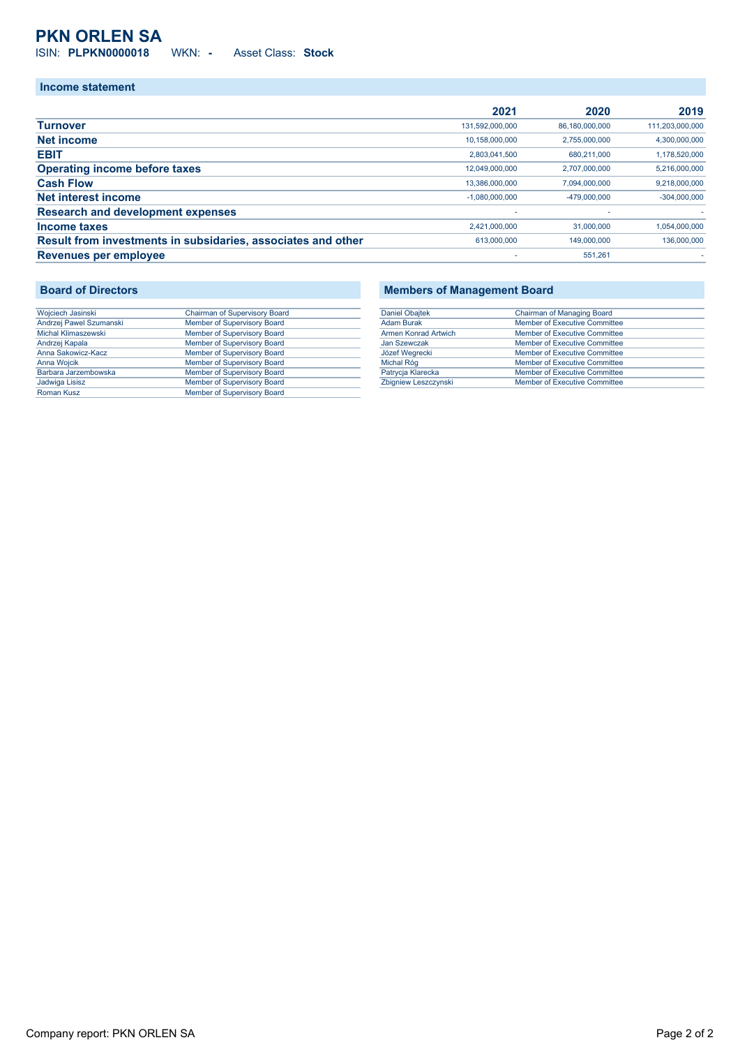# PKN ORLEN SA

ISIN: **PLPKN0000018** WKN: **-** Asset Class: **Stock**

## Income statement

| | 2021 | 2020 | 2019 |
|---|---|---|---|
| **Turnover** | 131,592,000,000 | 86,180,000,000 | 111,203,000,000 |
| **Net income** | 10,158,000,000 | 2,755,000,000 | 4,300,000,000 |
| **EBIT** | 2,803,041,500 | 680,211,000 | 1,178,520,000 |
| **Operating income before taxes** | 12,049,000,000 | 2,707,000,000 | 5,216,000,000 |
| **Cash Flow** | 13,386,000,000 | 7,094,000,000 | 9,218,000,000 |
| **Net interest income** | -1,080,000,000 | -479,000,000 | -304,000,000 |
| **Research and development expenses** | - | - | - |
| **Income taxes** | 2,421,000,000 | 31,000,000 | 1,054,000,000 |
| **Result from investments in subsidaries, associates and other** | 613,000,000 | 149,000,000 | 136,000,000 |
| **Revenues per employee** | - | 551,261 | - |

## Board of Directors

| | |
|---|---|
| Wojciech Jasinski | Chairman of Supervisory Board |
| Andrzej Pawel Szumanski | Member of Supervisory Board |
| Michal Klimaszewski | Member of Supervisory Board |
| Andrzej Kapala | Member of Supervisory Board |
| Anna Sakowicz-Kacz | Member of Supervisory Board |
| Anna Wojcik | Member of Supervisory Board |
| Barbara Jarzembowska | Member of Supervisory Board |
| Jadwiga Lisisz | Member of Supervisory Board |
| Roman Kusz | Member of Supervisory Board |

## Members of Management Board

| | |
|---|---|
| Daniel Obajtek | Chairman of Managing Board |
| Adam Burak | Member of Executive Committee |
| Armen Konrad Artwich | Member of Executive Committee |
| Jan Szewczak | Member of Executive Committee |
| Józef Wegrecki | Member of Executive Committee |
| Michal Róg | Member of Executive Committee |
| Patrycja Klarecka | Member of Executive Committee |
| Zbigniew Leszczynski | Member of Executive Committee |